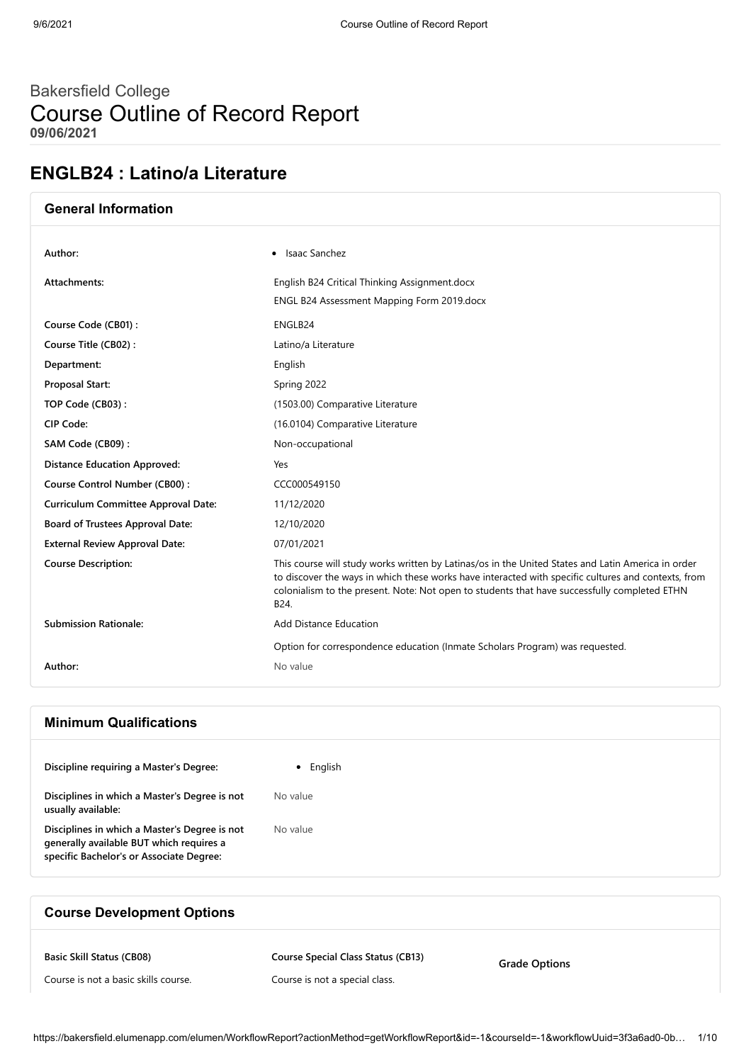# Bakersfield College
# Course Outline of Record Report
**09/06/2021**

## ENGLB24 : Latino/a Literature

### General Information

| | |
|---|---|
| **Author:** | • Isaac Sanchez |
| **Attachments:** | English B24 Critical Thinking Assignment.docx<br>ENGL B24 Assessment Mapping Form 2019.docx |
| **Course Code (CB01) :** | ENGLB24 |
| **Course Title (CB02) :** | Latino/a Literature |
| **Department:** | English |
| **Proposal Start:** | Spring 2022 |
| **TOP Code (CB03) :** | (1503.00) Comparative Literature |
| **CIP Code:** | (16.0104) Comparative Literature |
| **SAM Code (CB09) :** | Non-occupational |
| **Distance Education Approved:** | Yes |
| **Course Control Number (CB00) :** | CCC000549150 |
| **Curriculum Committee Approval Date:** | 11/12/2020 |
| **Board of Trustees Approval Date:** | 12/10/2020 |
| **External Review Approval Date:** | 07/01/2021 |
| **Course Description:** | This course will study works written by Latinas/os in the United States and Latin America in order to discover the ways in which these works have interacted with specific cultures and contexts, from colonialism to the present. Note: Not open to students that have successfully completed ETHN B24. |
| **Submission Rationale:** | Add Distance Education<br>Option for correspondence education (Inmate Scholars Program) was requested. |
| **Author:** | No value |

### Minimum Qualifications

| | |
|---|---|
| **Discipline requiring a Master's Degree:** | • English |
| **Disciplines in which a Master's Degree is not usually available:** | No value |
| **Disciplines in which a Master's Degree is not generally available BUT which requires a specific Bachelor's or Associate Degree:** | No value |

### Course Development Options

| Basic Skill Status (CB08) | Course Special Class Status (CB13) | Grade Options |
|---|---|---|
| Course is not a basic skills course. | Course is not a special class. | |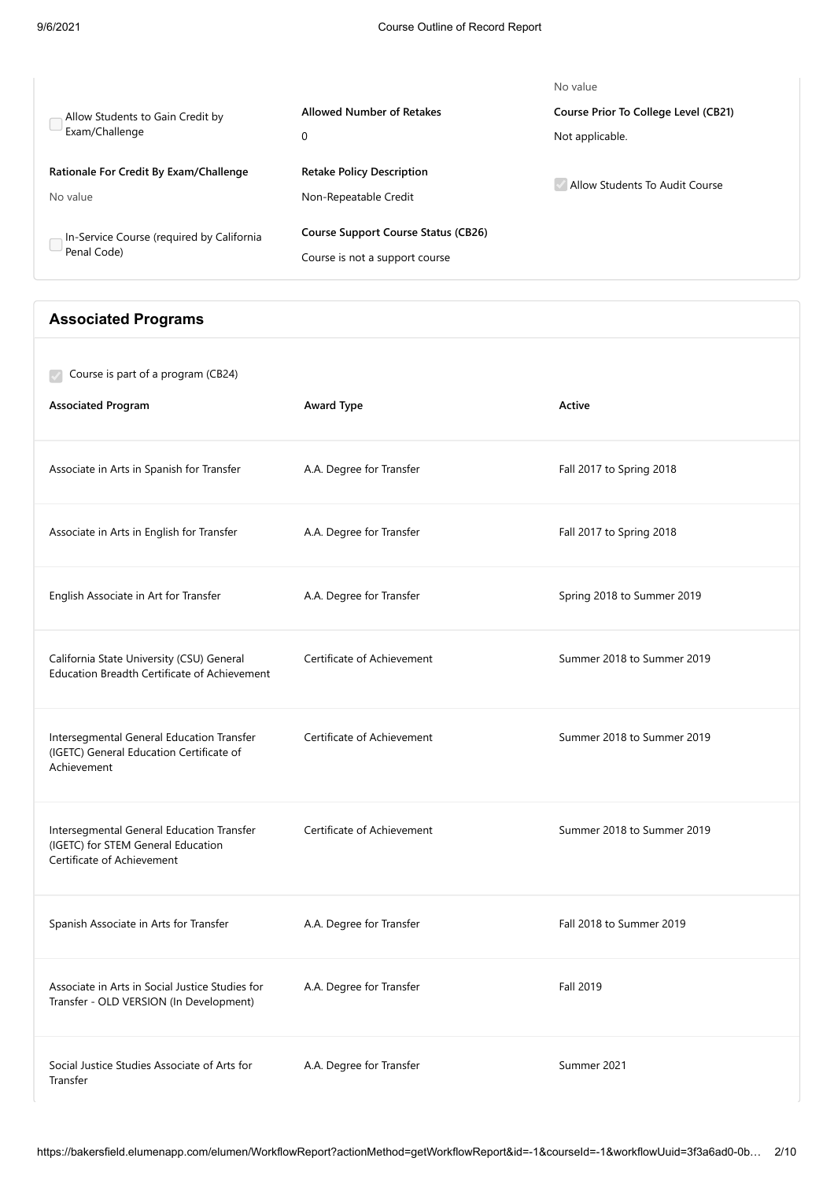No value

☐ Allow Students to Gain Credit by Exam/Challenge

**Rationale For Credit By Exam/Challenge**

No value

☐ In-Service Course (required by California Penal Code)

**Allowed Number of Retakes**

0

**Retake Policy Description**

Non-Repeatable Credit

**Course Support Course Status (CB26)**

Course is not a support course

**Course Prior To College Level (CB21)**

Not applicable.

☑ Allow Students To Audit Course

## Associated Programs

☑ Course is part of a program (CB24)

| Associated Program | Award Type | Active |
|---|---|---|
| Associate in Arts in Spanish for Transfer | A.A. Degree for Transfer | Fall 2017 to Spring 2018 |
| Associate in Arts in English for Transfer | A.A. Degree for Transfer | Fall 2017 to Spring 2018 |
| English Associate in Art for Transfer | A.A. Degree for Transfer | Spring 2018 to Summer 2019 |
| California State University (CSU) General Education Breadth Certificate of Achievement | Certificate of Achievement | Summer 2018 to Summer 2019 |
| Intersegmental General Education Transfer (IGETC) General Education Certificate of Achievement | Certificate of Achievement | Summer 2018 to Summer 2019 |
| Intersegmental General Education Transfer (IGETC) for STEM General Education Certificate of Achievement | Certificate of Achievement | Summer 2018 to Summer 2019 |
| Spanish Associate in Arts for Transfer | A.A. Degree for Transfer | Fall 2018 to Summer 2019 |
| Associate in Arts in Social Justice Studies for Transfer - OLD VERSION (In Development) | A.A. Degree for Transfer | Fall 2019 |
| Social Justice Studies Associate of Arts for Transfer | A.A. Degree for Transfer | Summer 2021 |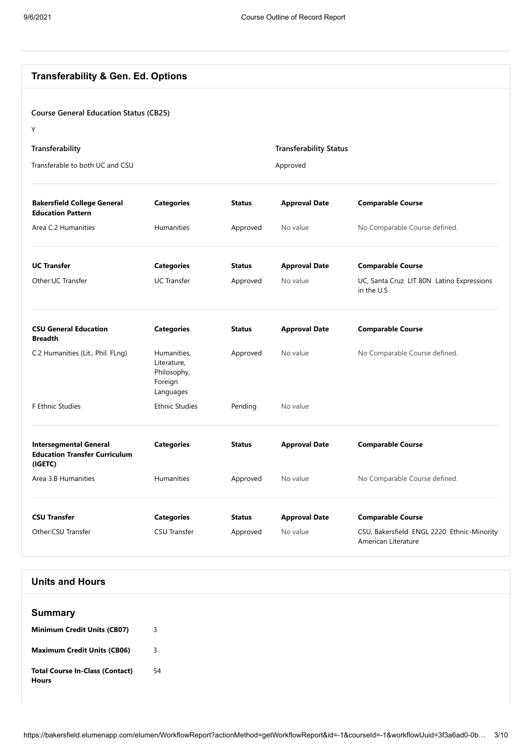## Transferability & Gen. Ed. Options

**Course General Education Status (CB25)**

Y

**Transferability**

Transferable to both UC and CSU

**Transferability Status**

Approved

| Bakersfield College General Education Pattern | Categories | Status | Approval Date | Comparable Course |
|---|---|---|---|---|
| Area C.2 Humanities | Humanities | Approved | No value | No Comparable Course defined. |

| UC Transfer | Categories | Status | Approval Date | Comparable Course |
|---|---|---|---|---|
| Other:UC Transfer | UC Transfer | Approved | No value | UC, Santa Cruz LIT 80N Latino Expressions in the U.S |

| CSU General Education Breadth | Categories | Status | Approval Date | Comparable Course |
|---|---|---|---|---|
| C.2 Humanities (Lit., Phil. FLng) | Humanities, Literature, Philosophy, Foreign Languages | Approved | No value | No Comparable Course defined. |
| F Ethnic Studies | Ethnic Studies | Pending | No value | |

| Intersegmental General Education Transfer Curriculum (IGETC) | Categories | Status | Approval Date | Comparable Course |
|---|---|---|---|---|
| Area 3.B Humanities | Humanities | Approved | No value | No Comparable Course defined. |

| CSU Transfer | Categories | Status | Approval Date | Comparable Course |
|---|---|---|---|---|
| Other:CSU Transfer | CSU Transfer | Approved | No value | CSU, Bakersfield ENGL 2220 Ethnic-Minority American Literature |

## Units and Hours

### Summary

| | |
|---|---|
| **Minimum Credit Units (CB07)** | 3 |
| **Maximum Credit Units (CB06)** | 3 |
| **Total Course In-Class (Contact) Hours** | 54 |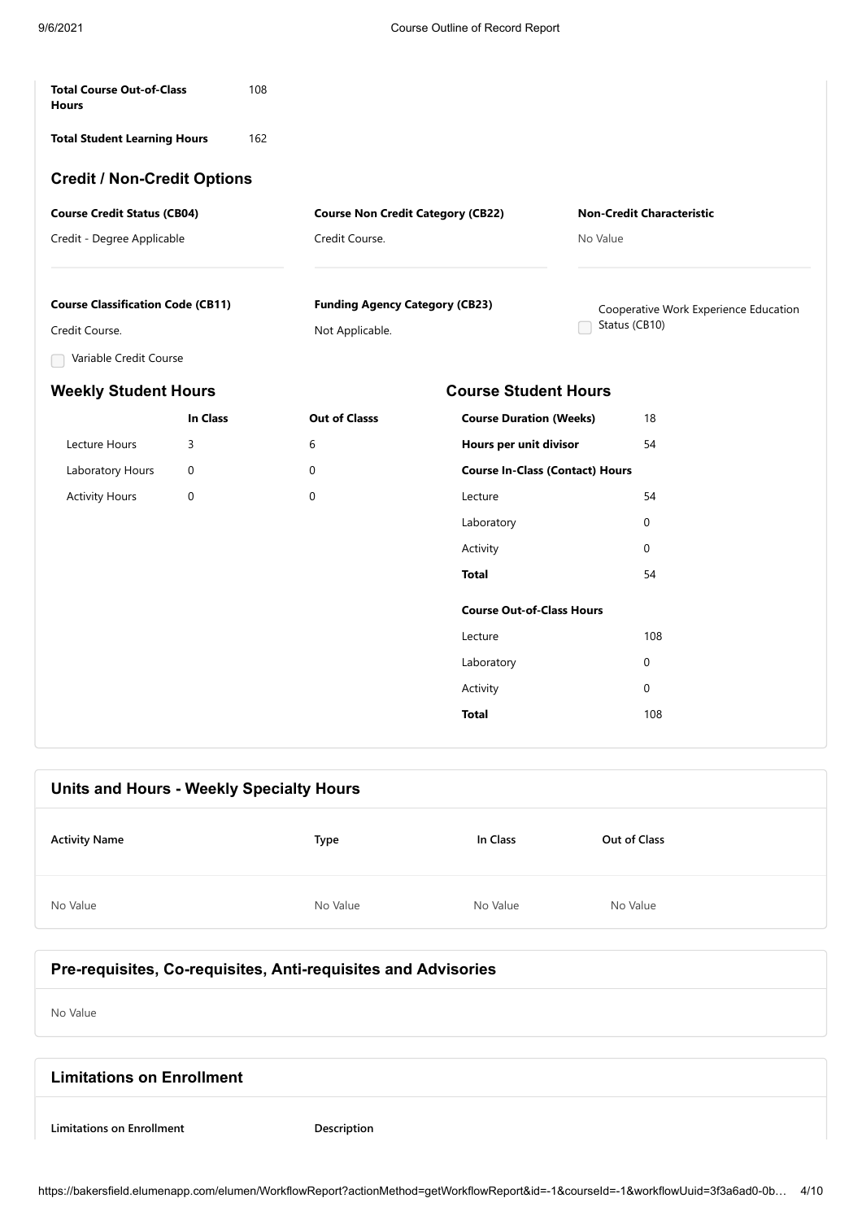| | |
|---|---|
| **Total Course Out-of-Class Hours** | 108 |
| **Total Student Learning Hours** | 162 |

## Credit / Non-Credit Options

**Course Credit Status (CB04)**

Credit - Degree Applicable

**Course Non Credit Category (CB22)**

Credit Course.

**Non-Credit Characteristic**

No Value

**Course Classification Code (CB11)**

Credit Course.

**Funding Agency Category (CB23)**

Not Applicable.

☐ Cooperative Work Experience Education Status (CB10)

☐ Variable Credit Course

## Weekly Student Hours

| | In Class | Out of Classs |
|---|---|---|
| Lecture Hours | 3 | 6 |
| Laboratory Hours | 0 | 0 |
| Activity Hours | 0 | 0 |

## Course Student Hours

| | |
|---|---|
| **Course Duration (Weeks)** | 18 |
| **Hours per unit divisor** | 54 |
| **Course In-Class (Contact) Hours** | |
| Lecture | 54 |
| Laboratory | 0 |
| Activity | 0 |
| **Total** | 54 |
| **Course Out-of-Class Hours** | |
| Lecture | 108 |
| Laboratory | 0 |
| Activity | 0 |
| **Total** | 108 |

## Units and Hours - Weekly Specialty Hours

| Activity Name | Type | In Class | Out of Class |
|---|---|---|---|
| No Value | No Value | No Value | No Value |

## Pre-requisites, Co-requisites, Anti-requisites and Advisories

No Value

## Limitations on Enrollment

| Limitations on Enrollment | Description |
|---|---|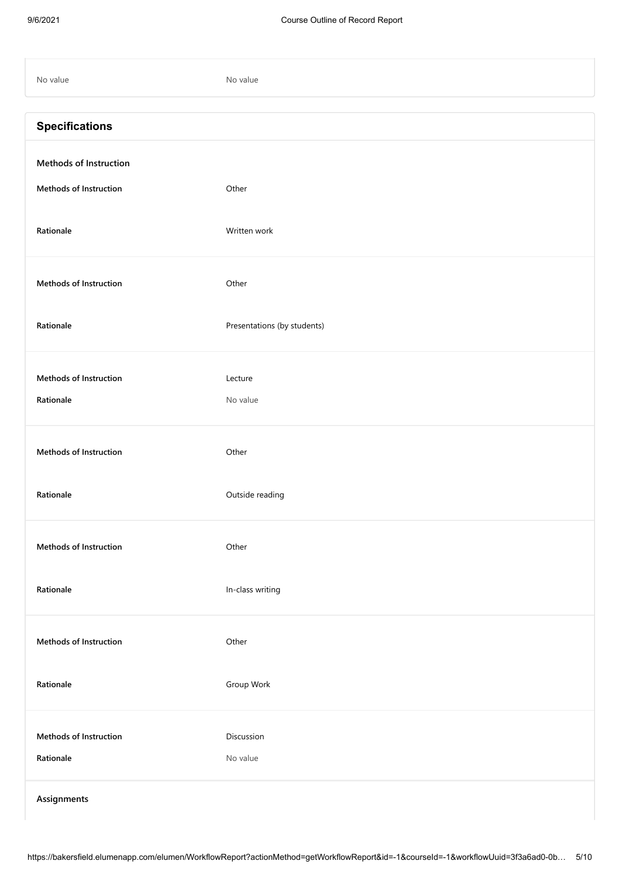| | |
|---|---|
| No value | No value |

## Specifications

### Methods of Instruction

| | |
|---|---|
| **Methods of Instruction** | Other |
| **Rationale** | Written work |

| | |
|---|---|
| **Methods of Instruction** | Other |
| **Rationale** | Presentations (by students) |

| | |
|---|---|
| **Methods of Instruction** | Lecture |
| **Rationale** | No value |

| | |
|---|---|
| **Methods of Instruction** | Other |
| **Rationale** | Outside reading |

| | |
|---|---|
| **Methods of Instruction** | Other |
| **Rationale** | In-class writing |

| | |
|---|---|
| **Methods of Instruction** | Other |
| **Rationale** | Group Work |

| | |
|---|---|
| **Methods of Instruction** | Discussion |
| **Rationale** | No value |

### Assignments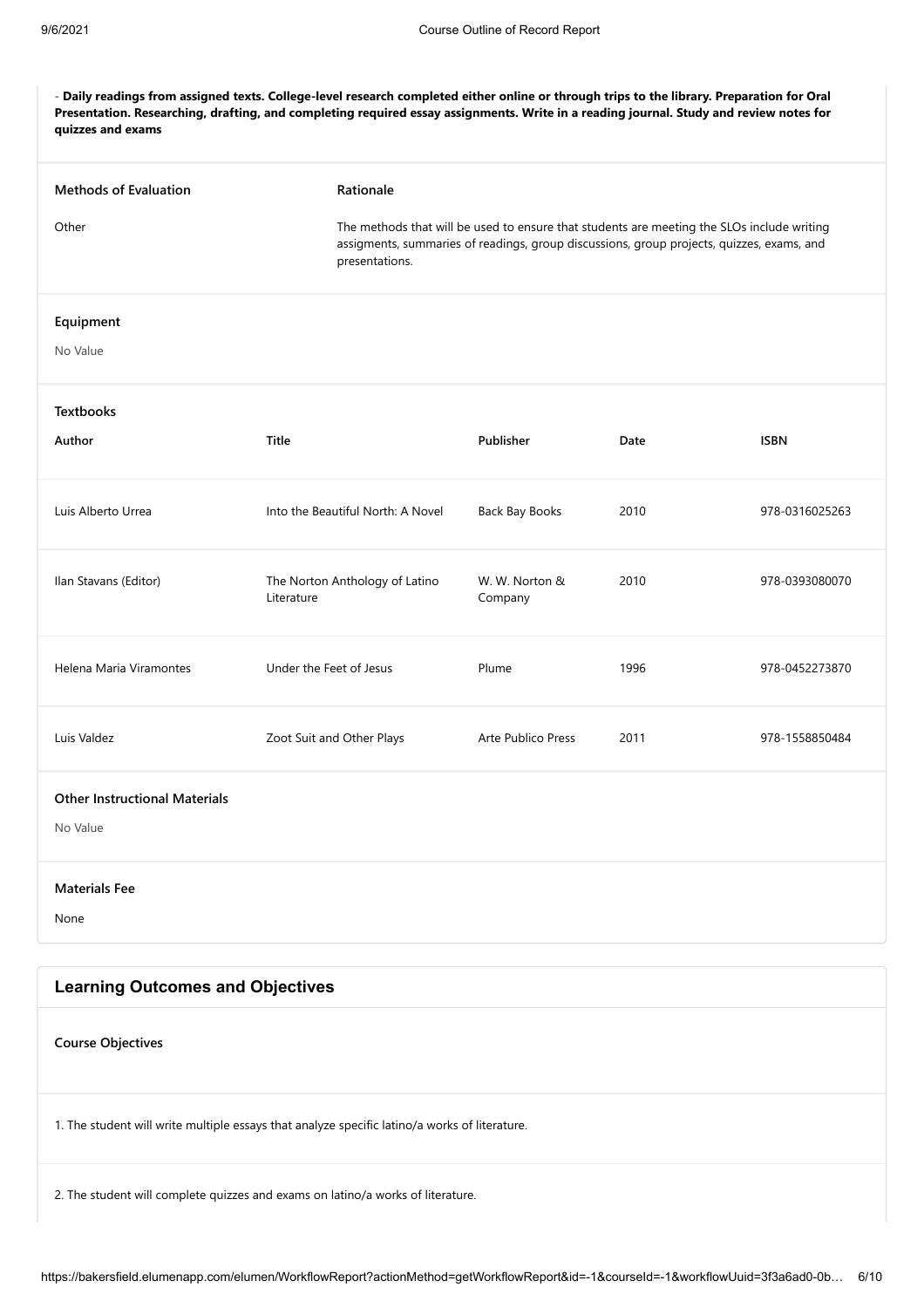- **Daily readings from assigned texts. College-level research completed either online or through trips to the library. Preparation for Oral Presentation. Researching, drafting, and completing required essay assignments. Write in a reading journal. Study and review notes for quizzes and exams**

| Methods of Evaluation | Rationale |
| --- | --- |
| Other | The methods that will be used to ensure that students are meeting the SLOs include writing assigments, summaries of readings, group discussions, group projects, quizzes, exams, and presentations. |

**Equipment**

No Value

**Textbooks**

| Author | Title | Publisher | Date | ISBN |
| --- | --- | --- | --- | --- |
| Luis Alberto Urrea | Into the Beautiful North: A Novel | Back Bay Books | 2010 | 978-0316025263 |
| Ilan Stavans (Editor) | The Norton Anthology of Latino Literature | W. W. Norton & Company | 2010 | 978-0393080070 |
| Helena Maria Viramontes | Under the Feet of Jesus | Plume | 1996 | 978-0452273870 |
| Luis Valdez | Zoot Suit and Other Plays | Arte Publico Press | 2011 | 978-1558850484 |

**Other Instructional Materials**

No Value

**Materials Fee**

None

## Learning Outcomes and Objectives

**Course Objectives**

1. The student will write multiple essays that analyze specific latino/a works of literature.

2. The student will complete quizzes and exams on latino/a works of literature.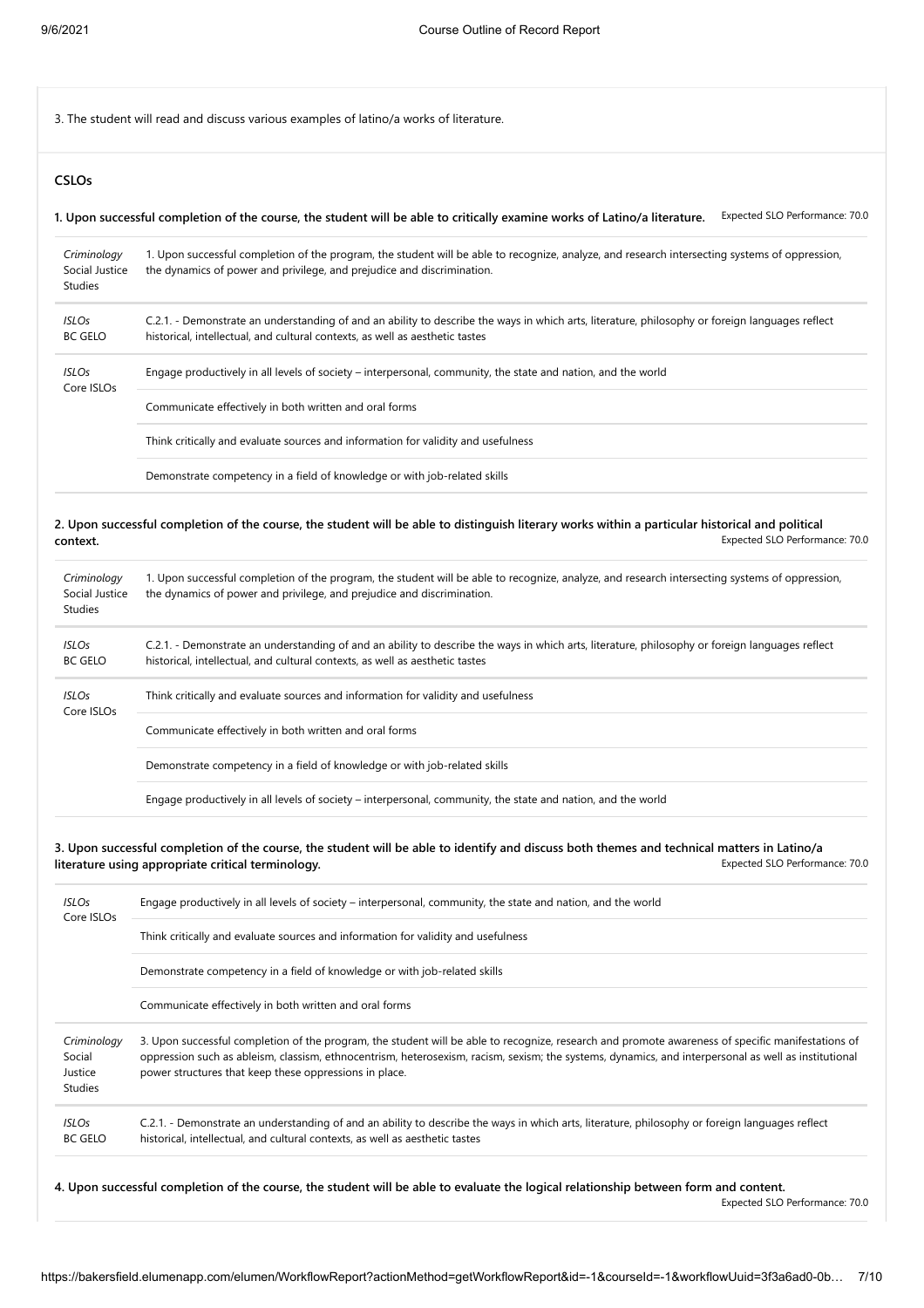3. The student will read and discuss various examples of latino/a works of literature.

## CSLOs

**1. Upon successful completion of the course, the student will be able to critically examine works of Latino/a literature.** Expected SLO Performance: 70.0

| | |
|---|---|
| *Criminology* Social Justice Studies | 1. Upon successful completion of the program, the student will be able to recognize, analyze, and research intersecting systems of oppression, the dynamics of power and privilege, and prejudice and discrimination. |
| *ISLOs* BC GELO | C.2.1. - Demonstrate an understanding of and an ability to describe the ways in which arts, literature, philosophy or foreign languages reflect historical, intellectual, and cultural contexts, as well as aesthetic tastes |
| *ISLOs* Core ISLOs | Engage productively in all levels of society – interpersonal, community, the state and nation, and the world |
| | Communicate effectively in both written and oral forms |
| | Think critically and evaluate sources and information for validity and usefulness |
| | Demonstrate competency in a field of knowledge or with job-related skills |

**2. Upon successful completion of the course, the student will be able to distinguish literary works within a particular historical and political context.** Expected SLO Performance: 70.0

| | |
|---|---|
| *Criminology* Social Justice Studies | 1. Upon successful completion of the program, the student will be able to recognize, analyze, and research intersecting systems of oppression, the dynamics of power and privilege, and prejudice and discrimination. |
| *ISLOs* BC GELO | C.2.1. - Demonstrate an understanding of and an ability to describe the ways in which arts, literature, philosophy or foreign languages reflect historical, intellectual, and cultural contexts, as well as aesthetic tastes |
| *ISLOs* Core ISLOs | Think critically and evaluate sources and information for validity and usefulness |
| | Communicate effectively in both written and oral forms |
| | Demonstrate competency in a field of knowledge or with job-related skills |
| | Engage productively in all levels of society – interpersonal, community, the state and nation, and the world |

**3. Upon successful completion of the course, the student will be able to identify and discuss both themes and technical matters in Latino/a literature using appropriate critical terminology.** Expected SLO Performance: 70.0

| | |
|---|---|
| *ISLOs* Core ISLOs | Engage productively in all levels of society – interpersonal, community, the state and nation, and the world |
| | Think critically and evaluate sources and information for validity and usefulness |
| | Demonstrate competency in a field of knowledge or with job-related skills |
| | Communicate effectively in both written and oral forms |
| *Criminology* Social Justice Studies | 3. Upon successful completion of the program, the student will be able to recognize, research and promote awareness of specific manifestations of oppression such as ableism, classism, ethnocentrism, heterosexism, racism, sexism; the systems, dynamics, and interpersonal as well as institutional power structures that keep these oppressions in place. |
| *ISLOs* BC GELO | C.2.1. - Demonstrate an understanding of and an ability to describe the ways in which arts, literature, philosophy or foreign languages reflect historical, intellectual, and cultural contexts, as well as aesthetic tastes |

**4. Upon successful completion of the course, the student will be able to evaluate the logical relationship between form and content.** Expected SLO Performance: 70.0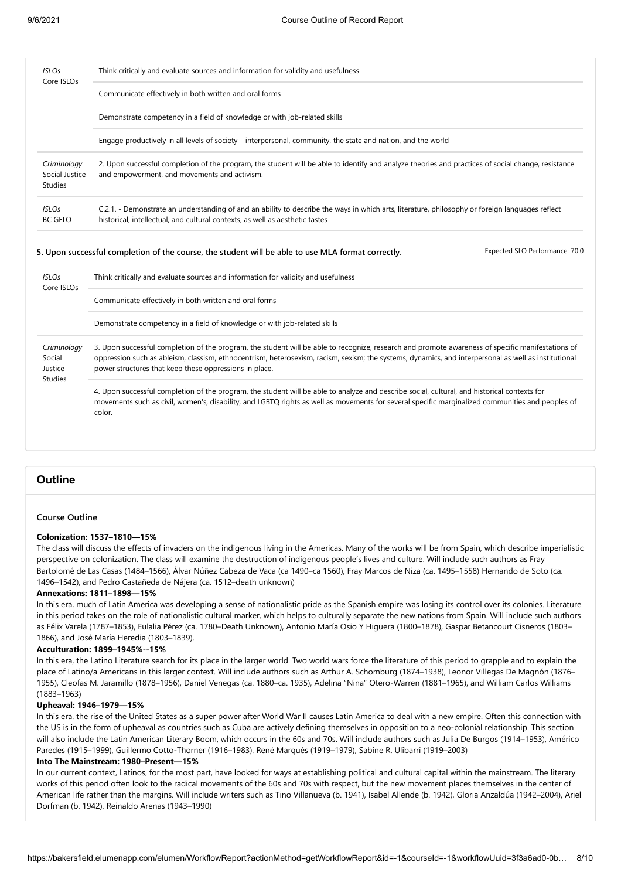| | |
|---|---|
| *ISLOs* Core ISLOs | Think critically and evaluate sources and information for validity and usefulness |
| | Communicate effectively in both written and oral forms |
| | Demonstrate competency in a field of knowledge or with job-related skills |
| | Engage productively in all levels of society – interpersonal, community, the state and nation, and the world |
| *Criminology* Social Justice Studies | 2. Upon successful completion of the program, the student will be able to identify and analyze theories and practices of social change, resistance and empowerment, and movements and activism. |
| *ISLOs* BC GELO | C.2.1. - Demonstrate an understanding of and an ability to describe the ways in which arts, literature, philosophy or foreign languages reflect historical, intellectual, and cultural contexts, as well as aesthetic tastes |

**5. Upon successful completion of the course, the student will be able to use MLA format correctly.** Expected SLO Performance: 70.0

| | |
|---|---|
| *ISLOs* Core ISLOs | Think critically and evaluate sources and information for validity and usefulness |
| | Communicate effectively in both written and oral forms |
| | Demonstrate competency in a field of knowledge or with job-related skills |
| *Criminology* Social Justice Studies | 3. Upon successful completion of the program, the student will be able to recognize, research and promote awareness of specific manifestations of oppression such as ableism, classism, ethnocentrism, heterosexism, racism, sexism; the systems, dynamics, and interpersonal as well as institutional power structures that keep these oppressions in place. |
| | 4. Upon successful completion of the program, the student will be able to analyze and describe social, cultural, and historical contexts for movements such as civil, women's, disability, and LGBTQ rights as well as movements for several specific marginalized communities and peoples of color. |

## Outline

### Course Outline

**Colonization: 1537–1810—15%**

The class will discuss the effects of invaders on the indigenous living in the Americas. Many of the works will be from Spain, which describe imperialistic perspective on colonization. The class will examine the destruction of indigenous people's lives and culture. Will include such authors as Fray Bartolomé de Las Casas (1484–1566), Álvar Núñez Cabeza de Vaca (ca 1490–ca 1560), Fray Marcos de Niza (ca. 1495–1558) Hernando de Soto (ca. 1496–1542), and Pedro Castañeda de Nájera (ca. 1512–death unknown)

**Annexations: 1811–1898—15%**

In this era, much of Latin America was developing a sense of nationalistic pride as the Spanish empire was losing its control over its colonies. Literature in this period takes on the role of nationalistic cultural marker, which helps to culturally separate the new nations from Spain. Will include such authors as Félix Varela (1787–1853), Eulalia Pérez (ca. 1780–Death Unknown), Antonio María Osio Y Higuera (1800–1878), Gaspar Betancourt Cisneros (1803–1866), and José María Heredia (1803–1839).

**Acculturation: 1899–1945%--15%**

In this era, the Latino Literature search for its place in the larger world. Two world wars force the literature of this period to grapple and to explain the place of Latino/a Americans in this larger context. Will include authors such as Arthur A. Schomburg (1874–1938), Leonor Villegas De Magnón (1876–1955), Cleofas M. Jaramillo (1878–1956), Daniel Venegas (ca. 1880–ca. 1935), Adelina "Nina" Otero-Warren (1881–1965), and William Carlos Williams (1883–1963)

**Upheaval: 1946–1979—15%**

In this era, the rise of the United States as a super power after World War II causes Latin America to deal with a new empire. Often this connection with the US is in the form of upheaval as countries such as Cuba are actively defining themselves in opposition to a neo-colonial relationship. This section will also include the Latin American Literary Boom, which occurs in the 60s and 70s. Will include authors such as Julia De Burgos (1914–1953), Américo Paredes (1915–1999), Guillermo Cotto-Thorner (1916–1983), René Marqués (1919–1979), Sabine R. Ulibarrí (1919–2003)

**Into The Mainstream: 1980–Present—15%**

In our current context, Latinos, for the most part, have looked for ways at establishing political and cultural capital within the mainstream. The literary works of this period often look to the radical movements of the 60s and 70s with respect, but the new movement places themselves in the center of American life rather than the margins. Will include writers such as Tino Villanueva (b. 1941), Isabel Allende (b. 1942), Gloria Anzaldúa (1942–2004), Ariel Dorfman (b. 1942), Reinaldo Arenas (1943–1990)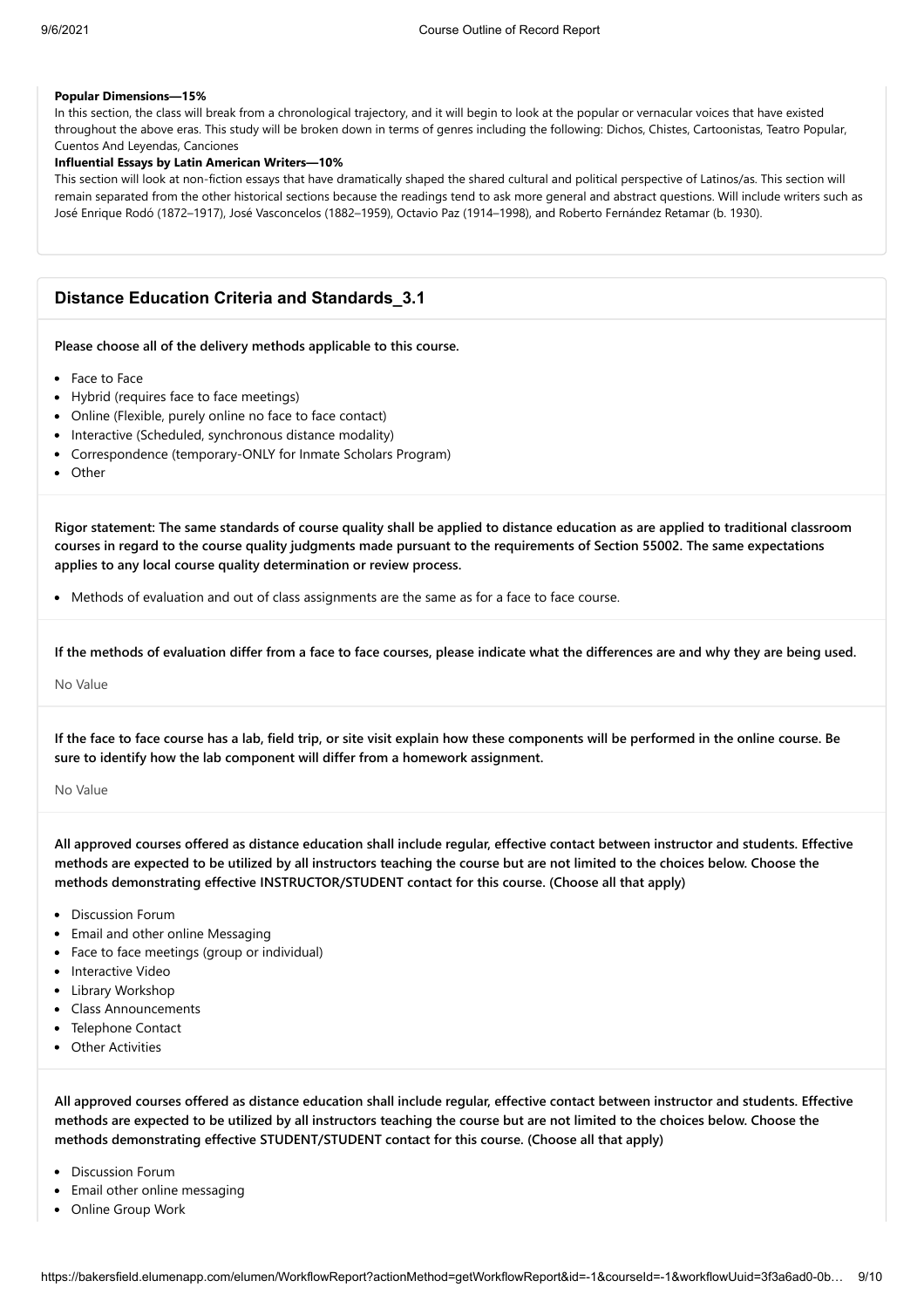**Popular Dimensions—15%**

In this section, the class will break from a chronological trajectory, and it will begin to look at the popular or vernacular voices that have existed throughout the above eras. This study will be broken down in terms of genres including the following: Dichos, Chistes, Cartoonistas, Teatro Popular, Cuentos And Leyendas, Canciones

**Influential Essays by Latin American Writers—10%**

This section will look at non-fiction essays that have dramatically shaped the shared cultural and political perspective of Latinos/as. This section will remain separated from the other historical sections because the readings tend to ask more general and abstract questions. Will include writers such as José Enrique Rodó (1872–1917), José Vasconcelos (1882–1959), Octavio Paz (1914–1998), and Roberto Fernández Retamar (b. 1930).

## Distance Education Criteria and Standards_3.1

**Please choose all of the delivery methods applicable to this course.**

- Face to Face
- Hybrid (requires face to face meetings)
- Online (Flexible, purely online no face to face contact)
- Interactive (Scheduled, synchronous distance modality)
- Correspondence (temporary-ONLY for Inmate Scholars Program)
- Other

**Rigor statement: The same standards of course quality shall be applied to distance education as are applied to traditional classroom courses in regard to the course quality judgments made pursuant to the requirements of Section 55002. The same expectations applies to any local course quality determination or review process.**

- Methods of evaluation and out of class assignments are the same as for a face to face course.

**If the methods of evaluation differ from a face to face courses, please indicate what the differences are and why they are being used.**

No Value

**If the face to face course has a lab, field trip, or site visit explain how these components will be performed in the online course. Be sure to identify how the lab component will differ from a homework assignment.**

No Value

**All approved courses offered as distance education shall include regular, effective contact between instructor and students. Effective methods are expected to be utilized by all instructors teaching the course but are not limited to the choices below. Choose the methods demonstrating effective INSTRUCTOR/STUDENT contact for this course. (Choose all that apply)**

- Discussion Forum
- Email and other online Messaging
- Face to face meetings (group or individual)
- Interactive Video
- Library Workshop
- Class Announcements
- Telephone Contact
- Other Activities

**All approved courses offered as distance education shall include regular, effective contact between instructor and students. Effective methods are expected to be utilized by all instructors teaching the course but are not limited to the choices below. Choose the methods demonstrating effective STUDENT/STUDENT contact for this course. (Choose all that apply)**

- Discussion Forum
- Email other online messaging
- Online Group Work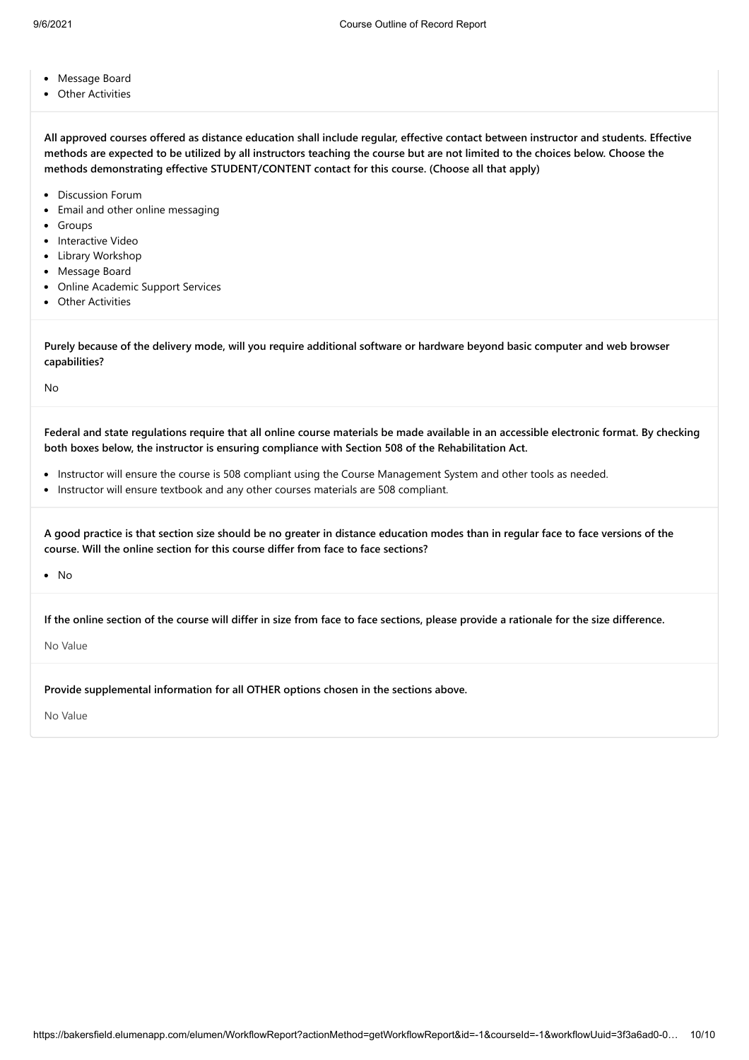- Message Board
- Other Activities

**All approved courses offered as distance education shall include regular, effective contact between instructor and students. Effective methods are expected to be utilized by all instructors teaching the course but are not limited to the choices below. Choose the methods demonstrating effective STUDENT/CONTENT contact for this course. (Choose all that apply)**

- Discussion Forum
- Email and other online messaging
- Groups
- Interactive Video
- Library Workshop
- Message Board
- Online Academic Support Services
- Other Activities

**Purely because of the delivery mode, will you require additional software or hardware beyond basic computer and web browser capabilities?**

No

**Federal and state regulations require that all online course materials be made available in an accessible electronic format. By checking both boxes below, the instructor is ensuring compliance with Section 508 of the Rehabilitation Act.**

- Instructor will ensure the course is 508 compliant using the Course Management System and other tools as needed.
- Instructor will ensure textbook and any other courses materials are 508 compliant.

**A good practice is that section size should be no greater in distance education modes than in regular face to face versions of the course. Will the online section for this course differ from face to face sections?**

- No

**If the online section of the course will differ in size from face to face sections, please provide a rationale for the size difference.**

No Value

**Provide supplemental information for all OTHER options chosen in the sections above.**

No Value